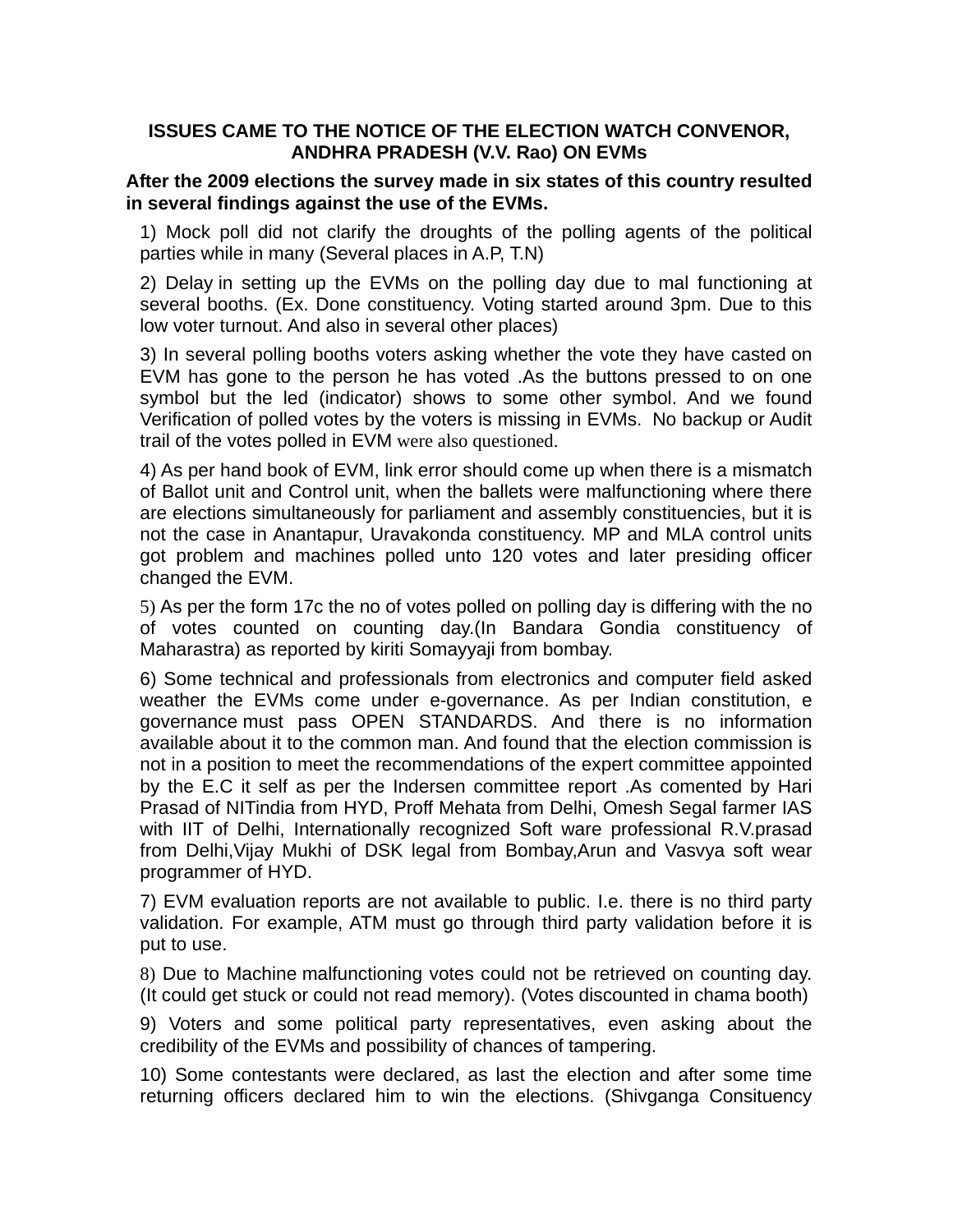# ISSUES CAME TO THE NOTICE OF THE ELECTION WATCH CONVENOR, ANDHRA PRADESH (V.V. Rao) ON EVMs

**After the 2009 elections the survey made in six states of this country resulted in several findings against the use of the EVMs.**

1) Mock poll did not clarify the droughts of the polling agents of the political parties while in many (Several places in A.P, T.N)

2) Delay in setting up the EVMs on the polling day due to mal functioning at several booths. (Ex. Done constituency. Voting started around 3pm. Due to this low voter turnout. And also in several other places)

3) In several polling booths voters asking whether the vote they have casted on EVM has gone to the person he has voted .As the buttons pressed to on one symbol but the led (indicator) shows to some other symbol. And we found Verification of polled votes by the voters is missing in EVMs. No backup or Audit trail of the votes polled in EVM were also questioned.

4) As per hand book of EVM, link error should come up when there is a mismatch of Ballot unit and Control unit, when the ballets were malfunctioning where there are elections simultaneously for parliament and assembly constituencies, but it is not the case in Anantapur, Uravakonda constituency. MP and MLA control units got problem and machines polled unto 120 votes and later presiding officer changed the EVM.

5) As per the form 17c the no of votes polled on polling day is differing with the no of votes counted on counting day.(In Bandara Gondia constituency of Maharastra) as reported by kiriti Somayyaji from bombay.

6) Some technical and professionals from electronics and computer field asked weather the EVMs come under e-governance. As per Indian constitution, e governance must pass OPEN STANDARDS. And there is no information available about it to the common man. And found that the election commission is not in a position to meet the recommendations of the expert committee appointed by the E.C it self as per the Indersen committee report .As comented by Hari Prasad of NITindia from HYD, Proff Mehata from Delhi, Omesh Segal farmer IAS with IIT of Delhi, Internationally recognized Soft ware professional R.V.prasad from Delhi,Vijay Mukhi of DSK legal from Bombay,Arun and Vasvya soft wear programmer of HYD.

7) EVM evaluation reports are not available to public. I.e. there is no third party validation. For example, ATM must go through third party validation before it is put to use.

8) Due to Machine malfunctioning votes could not be retrieved on counting day. (It could get stuck or could not read memory). (Votes discounted in chama booth)

9) Voters and some political party representatives, even asking about the credibility of the EVMs and possibility of chances of tampering.

10) Some contestants were declared, as last the election and after some time returning officers declared him to win the elections. (Shivganga Consituency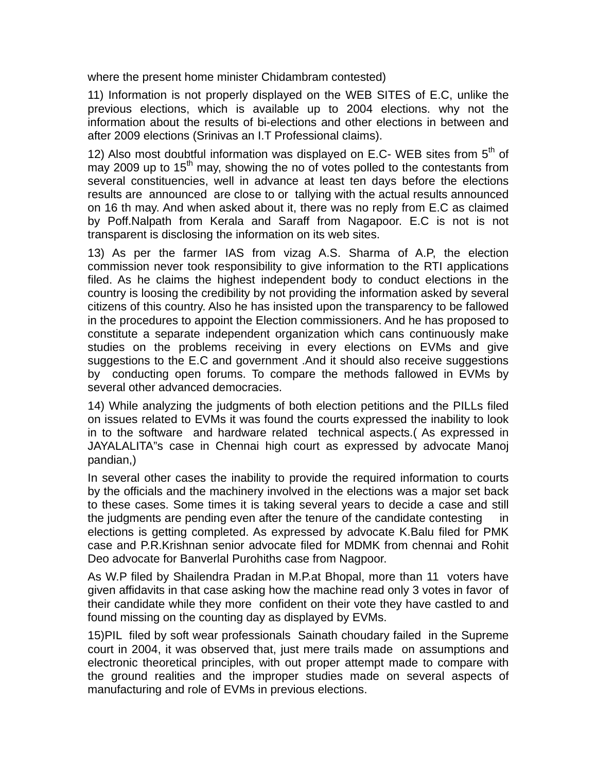where the present home minister Chidambram contested)

11) Information is not properly displayed on the WEB SITES of E.C, unlike the previous elections, which is available up to 2004 elections. why not the information about the results of bi-elections and other elections in between and after 2009 elections (Srinivas an I.T Professional claims).

12) Also most doubtful information was displayed on E.C- WEB sites from 5th of may 2009 up to 15th may, showing the no of votes polled to the contestants from several constituencies, well in advance at least ten days before the elections results are announced are close to or tallying with the actual results announced on 16 th may. And when asked about it, there was no reply from E.C as claimed by Poff.Nalpath from Kerala and Saraff from Nagapoor. E.C is not is not transparent is disclosing the information on its web sites.

13) As per the farmer IAS from vizag A.S. Sharma of A.P, the election commission never took responsibility to give information to the RTI applications filed. As he claims the highest independent body to conduct elections in the country is loosing the credibility by not providing the information asked by several citizens of this country. Also he has insisted upon the transparency to be fallowed in the procedures to appoint the Election commissioners. And he has proposed to constitute a separate independent organization which cans continuously make studies on the problems receiving in every elections on EVMs and give suggestions to the E.C and government .And it should also receive suggestions by conducting open forums. To compare the methods fallowed in EVMs by several other advanced democracies.

14) While analyzing the judgments of both election petitions and the PILLs filed on issues related to EVMs it was found the courts expressed the inability to look in to the software and hardware related technical aspects.( As expressed in JAYALALITA"s case in Chennai high court as expressed by advocate Manoj pandian,)

In several other cases the inability to provide the required information to courts by the officials and the machinery involved in the elections was a major set back to these cases. Some times it is taking several years to decide a case and still the judgments are pending even after the tenure of the candidate contesting in elections is getting completed. As expressed by advocate K.Balu filed for PMK case and P.R.Krishnan senior advocate filed for MDMK from chennai and Rohit Deo advocate for Banverlal Purohiths case from Nagpoor.

As W.P filed by Shailendra Pradan in M.P.at Bhopal, more than 11 voters have given affidavits in that case asking how the machine read only 3 votes in favor of their candidate while they more confident on their vote they have castled to and found missing on the counting day as displayed by EVMs.

15)PIL filed by soft wear professionals Sainath choudary failed in the Supreme court in 2004, it was observed that, just mere trails made on assumptions and electronic theoretical principles, with out proper attempt made to compare with the ground realities and the improper studies made on several aspects of manufacturing and role of EVMs in previous elections.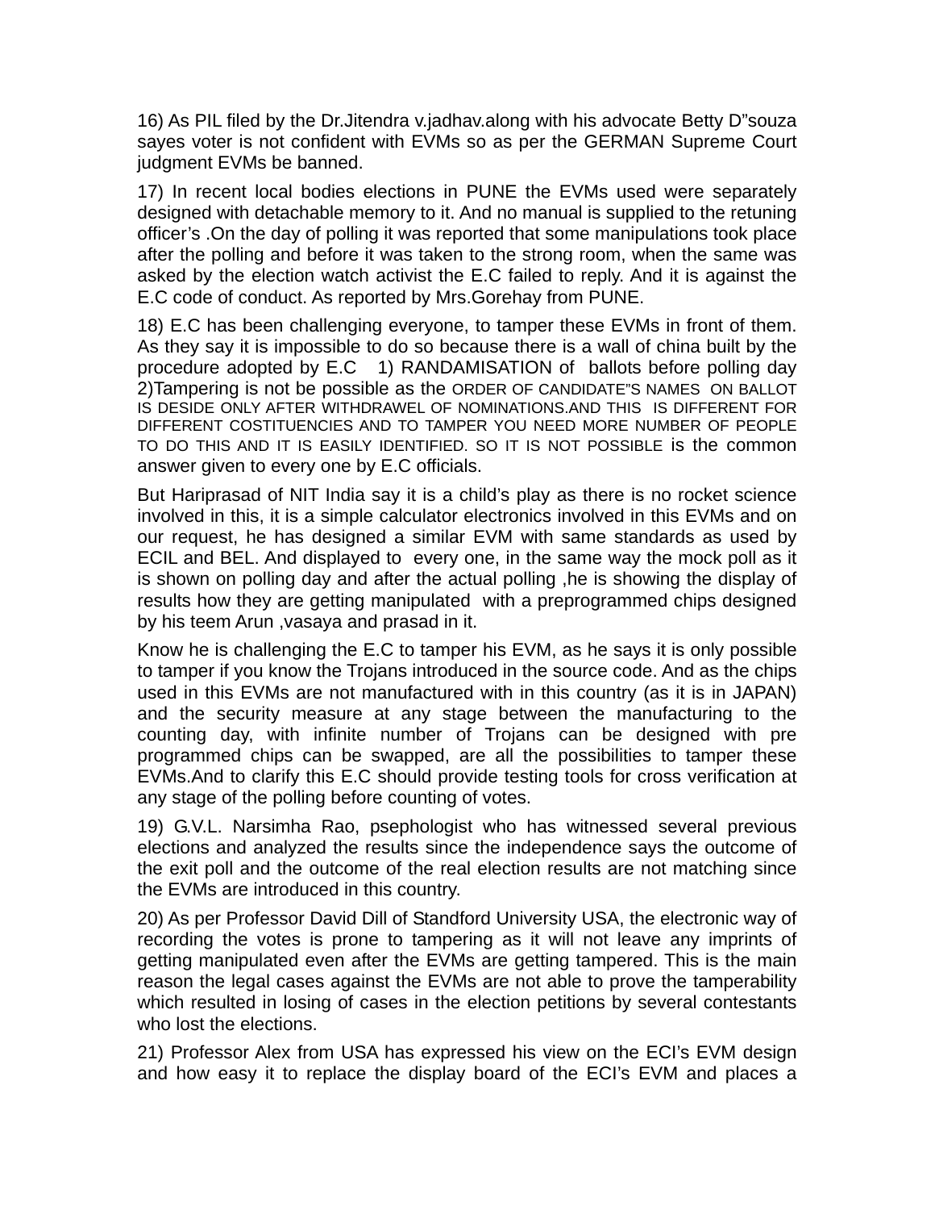16) As PIL filed by the Dr.Jitendra v.jadhav.along with his advocate Betty D"souza sayes voter is not confident with EVMs so as per the GERMAN Supreme Court judgment EVMs be banned.

17) In recent local bodies elections in PUNE the EVMs used were separately designed with detachable memory to it. And no manual is supplied to the retuning officer's .On the day of polling it was reported that some manipulations took place after the polling and before it was taken to the strong room, when the same was asked by the election watch activist the E.C failed to reply. And it is against the E.C code of conduct. As reported by Mrs.Gorehay from PUNE.

18) E.C has been challenging everyone, to tamper these EVMs in front of them. As they say it is impossible to do so because there is a wall of china built by the procedure adopted by E.C 1) RANDAMISATION of ballots before polling day 2)Tampering is not be possible as the ORDER OF CANDIDATE"S NAMES ON BALLOT IS DESIDE ONLY AFTER WITHDRAWEL OF NOMINATIONS.AND THIS IS DIFFERENT FOR DIFFERENT COSTITUENCIES AND TO TAMPER YOU NEED MORE NUMBER OF PEOPLE TO DO THIS AND IT IS EASILY IDENTIFIED. SO IT IS NOT POSSIBLE is the common answer given to every one by E.C officials.

But Hariprasad of NIT India say it is a child's play as there is no rocket science involved in this, it is a simple calculator electronics involved in this EVMs and on our request, he has designed a similar EVM with same standards as used by ECIL and BEL. And displayed to every one, in the same way the mock poll as it is shown on polling day and after the actual polling ,he is showing the display of results how they are getting manipulated with a preprogrammed chips designed by his teem Arun ,vasaya and prasad in it.

Know he is challenging the E.C to tamper his EVM, as he says it is only possible to tamper if you know the Trojans introduced in the source code. And as the chips used in this EVMs are not manufactured with in this country (as it is in JAPAN) and the security measure at any stage between the manufacturing to the counting day, with infinite number of Trojans can be designed with pre programmed chips can be swapped, are all the possibilities to tamper these EVMs.And to clarify this E.C should provide testing tools for cross verification at any stage of the polling before counting of votes.

19) G.V.L. Narsimha Rao, psephologist who has witnessed several previous elections and analyzed the results since the independence says the outcome of the exit poll and the outcome of the real election results are not matching since the EVMs are introduced in this country.

20) As per Professor David Dill of Standford University USA, the electronic way of recording the votes is prone to tampering as it will not leave any imprints of getting manipulated even after the EVMs are getting tampered. This is the main reason the legal cases against the EVMs are not able to prove the tamperability which resulted in losing of cases in the election petitions by several contestants who lost the elections.

21) Professor Alex from USA has expressed his view on the ECI's EVM design and how easy it to replace the display board of the ECI's EVM and places a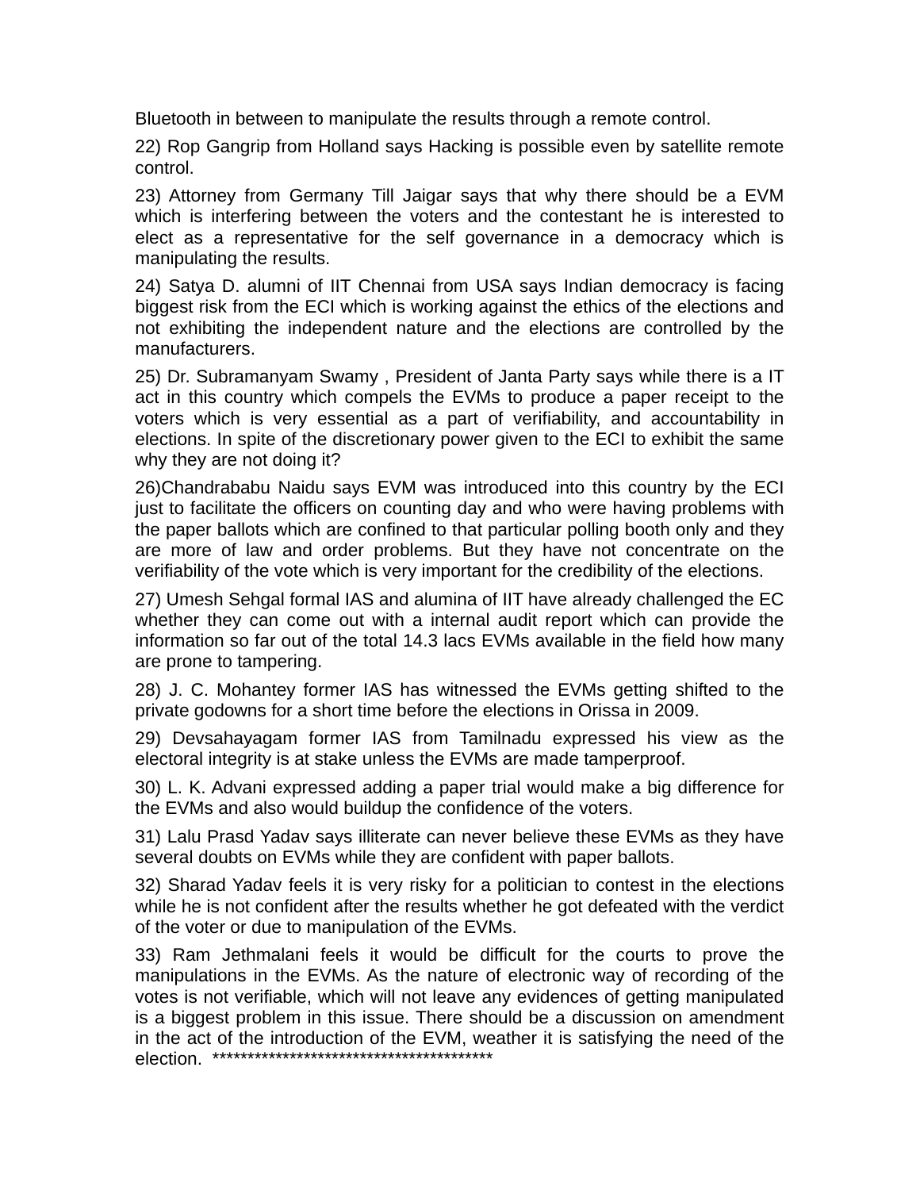Bluetooth in between to manipulate the results through a remote control.

22) Rop Gangrip from Holland says Hacking is possible even by satellite remote control.

23) Attorney from Germany Till Jaigar says that why there should be a EVM which is interfering between the voters and the contestant he is interested to elect as a representative for the self governance in a democracy which is manipulating the results.

24) Satya D. alumni of IIT Chennai from USA says Indian democracy is facing biggest risk from the ECI which is working against the ethics of the elections and not exhibiting the independent nature and the elections are controlled by the manufacturers.

25) Dr. Subramanyam Swamy , President of Janta Party says while there is a IT act in this country which compels the EVMs to produce a paper receipt to the voters which is very essential as a part of verifiability, and accountability in elections. In spite of the discretionary power given to the ECI to exhibit the same why they are not doing it?

26)Chandrababu Naidu says EVM was introduced into this country by the ECI just to facilitate the officers on counting day and who were having problems with the paper ballots which are confined to that particular polling booth only and they are more of law and order problems. But they have not concentrate on the verifiability of the vote which is very important for the credibility of the elections.

27) Umesh Sehgal formal IAS and alumina of IIT have already challenged the EC whether they can come out with a internal audit report which can provide the information so far out of the total 14.3 lacs EVMs available in the field how many are prone to tampering.

28) J. C. Mohantey former IAS has witnessed the EVMs getting shifted to the private godowns for a short time before the elections in Orissa in 2009.

29) Devsahayagam former IAS from Tamilnadu expressed his view as the electoral integrity is at stake unless the EVMs are made tamperproof.

30) L. K. Advani expressed adding a paper trial would make a big difference for the EVMs and also would buildup the confidence of the voters.

31) Lalu Prasd Yadav says illiterate can never believe these EVMs as they have several doubts on EVMs while they are confident with paper ballots.

32) Sharad Yadav feels it is very risky for a politician to contest in the elections while he is not confident after the results whether he got defeated with the verdict of the voter or due to manipulation of the EVMs.

33) Ram Jethmalani feels it would be difficult for the courts to prove the manipulations in the EVMs. As the nature of electronic way of recording of the votes is not verifiable, which will not leave any evidences of getting manipulated is a biggest problem in this issue. There should be a discussion on amendment in the act of the introduction of the EVM, weather it is satisfying the need of the election. ****************************************